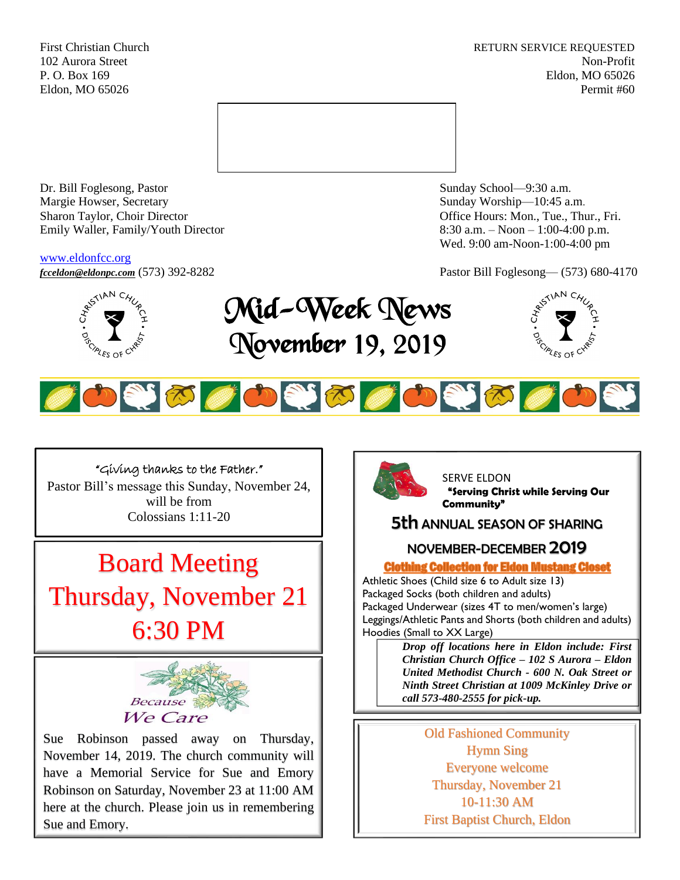First Christian Church
102 Aurora Street
P. O. Box 169
Eldon, MO 65026

RETURN SERVICE REQUESTED
Non-Profit
Eldon, MO 65026
Permit #60

Dr. Bill Foglesong, Pastor
Margie Howser, Secretary
Sharon Taylor, Choir Director
Emily Waller, Family/Youth Director

www.eldonfcc.org
***fcceldon@eldonpc.com*** (573) 392-8282

Sunday School—9:30 a.m.
Sunday Worship—10:45 a.m.
Office Hours: Mon., Tue., Thur., Fri.
8:30 a.m. – Noon – 1:00-4:00 p.m.
Wed. 9:00 am-Noon-1:00-4:00 pm

Pastor Bill Foglesong— (573) 680-4170

# Mid-Week News
# November 19, 2019

"Giving thanks to the Father."
Pastor Bill's message this Sunday, November 24, will be from
Colossians 1:11-20

## Board Meeting
## Thursday, November 21
## 6:30 PM

*Because We Care*

Sue Robinson passed away on Thursday, November 14, 2019. The church community will have a Memorial Service for Sue and Emory Robinson on Saturday, November 23 at 11:00 AM here at the church. Please join us in remembering Sue and Emory.

SERVE ELDON
**"Serving Christ while Serving Our Community"**

### 5th ANNUAL SEASON OF SHARING
### NOVEMBER-DECEMBER 2019

**Clothing Collection for Eldon Mustang Closet**

Athletic Shoes (Child size 6 to Adult size 13)
Packaged Socks (both children and adults)
Packaged Underwear (sizes 4T to men/women's large)
Leggings/Athletic Pants and Shorts (both children and adults)
Hoodies (Small to XX Large)

***Drop off locations here in Eldon include: First Christian Church Office – 102 S Aurora – Eldon United Methodist Church - 600 N. Oak Street or Ninth Street Christian at 1009 McKinley Drive or call 573-480-2555 for pick-up.***

Old Fashioned Community
Hymn Sing
Everyone welcome
Thursday, November 21
10-11:30 AM
First Baptist Church, Eldon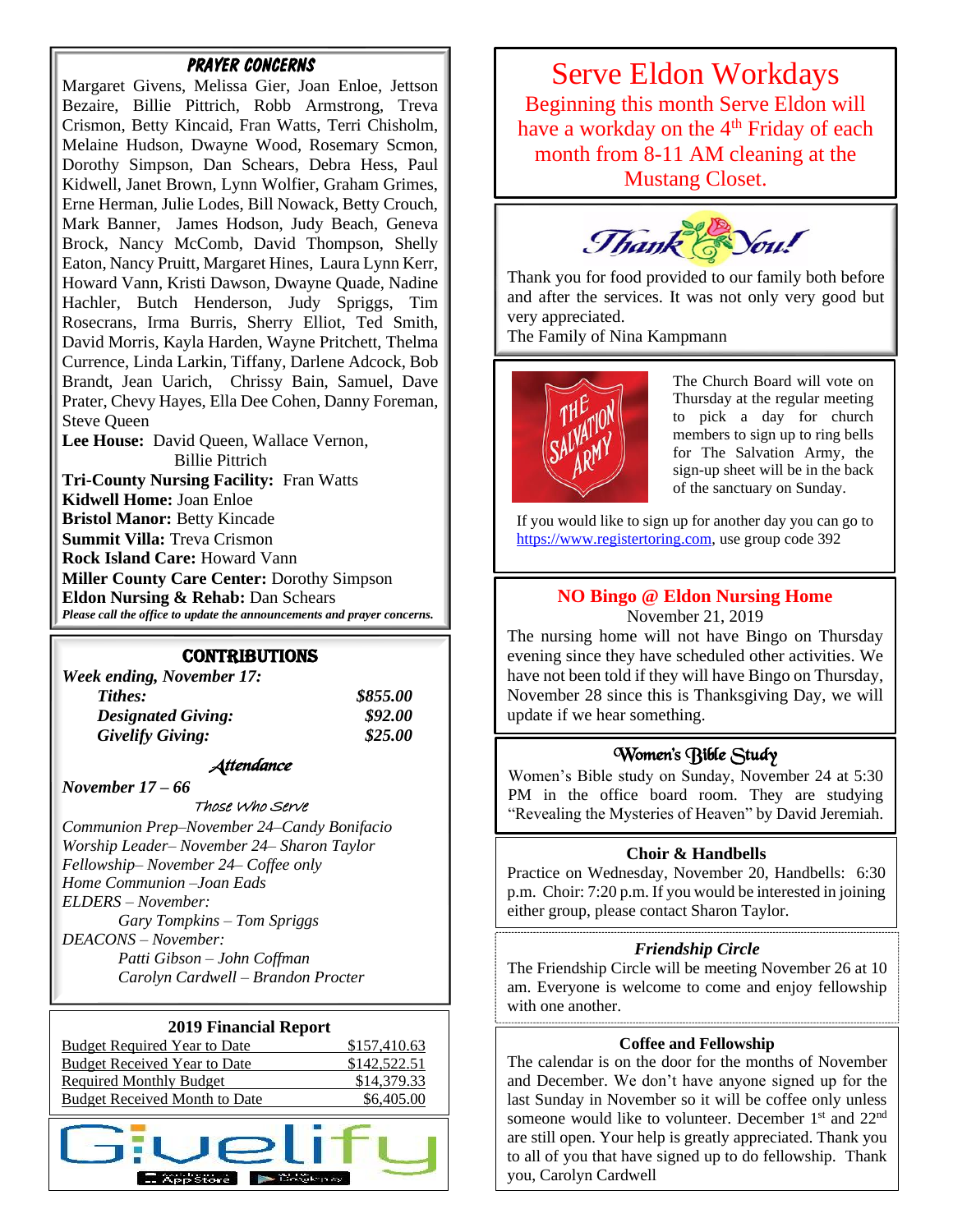## PRAYER CONCERNS

Margaret Givens, Melissa Gier, Joan Enloe, Jettson Bezaire, Billie Pittrich, Robb Armstrong, Treva Crismon, Betty Kincaid, Fran Watts, Terri Chisholm, Melaine Hudson, Dwayne Wood, Rosemary Scmon, Dorothy Simpson, Dan Schears, Debra Hess, Paul Kidwell, Janet Brown, Lynn Wolfier, Graham Grimes, Erne Herman, Julie Lodes, Bill Nowack, Betty Crouch, Mark Banner, James Hodson, Judy Beach, Geneva Brock, Nancy McComb, David Thompson, Shelly Eaton, Nancy Pruitt, Margaret Hines, Laura Lynn Kerr, Howard Vann, Kristi Dawson, Dwayne Quade, Nadine Hachler, Butch Henderson, Judy Spriggs, Tim Rosecrans, Irma Burris, Sherry Elliot, Ted Smith, David Morris, Kayla Harden, Wayne Pritchett, Thelma Currence, Linda Larkin, Tiffany, Darlene Adcock, Bob Brandt, Jean Uarich, Chrissy Bain, Samuel, Dave Prater, Chevy Hayes, Ella Dee Cohen, Danny Foreman, Steve Queen

**Lee House:** David Queen, Wallace Vernon, Billie Pittrich
**Tri-County Nursing Facility:** Fran Watts
**Kidwell Home:** Joan Enloe
**Bristol Manor:** Betty Kincade
**Summit Villa:** Treva Crismon
**Rock Island Care:** Howard Vann
**Miller County Care Center:** Dorothy Simpson
**Eldon Nursing & Rehab:** Dan Schears

***Please call the office to update the announcements and prayer concerns.***

## CONTRIBUTIONS

***Week ending, November 17:***

| | |
|---|---|
| ***Tithes:*** | ***$855.00*** |
| ***Designated Giving:*** | ***$92.00*** |
| ***Givelify Giving:*** | ***$25.00*** |

### *Attendance*

***November 17 – 66***

*Those Who Serve*

*Communion Prep–November 24–Candy Bonifacio*
*Worship Leader– November 24– Sharon Taylor*
*Fellowship– November 24– Coffee only*
*Home Communion –Joan Eads*
*ELDERS – November:*
*Gary Tompkins – Tom Spriggs*
*DEACONS – November:*
*Patti Gibson – John Coffman*
*Carolyn Cardwell – Brandon Procter*

**2019 Financial Report**

| | |
|---|---|
| Budget Required Year to Date | $157,410.63 |
| Budget Received Year to Date | $142,522.51 |
| Required Monthly Budget | $14,379.33 |
| Budget Received Month to Date | $6,405.00 |

Givelify

## Serve Eldon Workdays

Beginning this month Serve Eldon will have a workday on the 4th Friday of each month from 8-11 AM cleaning at the Mustang Closet.

### Thank You!

Thank you for food provided to our family both before and after the services. It was not only very good but very appreciated.
The Family of Nina Kampmann

The Church Board will vote on Thursday at the regular meeting to pick a day for church members to sign up to ring bells for The Salvation Army, the sign-up sheet will be in the back of the sanctuary on Sunday.

If you would like to sign up for another day you can go to https://www.registertoring.com, use group code 392

### NO Bingo @ Eldon Nursing Home

November 21, 2019

The nursing home will not have Bingo on Thursday evening since they have scheduled other activities. We have not been told if they will have Bingo on Thursday, November 28 since this is Thanksgiving Day, we will update if we hear something.

### Women's Bible Study

Women's Bible study on Sunday, November 24 at 5:30 PM in the office board room. They are studying "Revealing the Mysteries of Heaven" by David Jeremiah.

### Choir & Handbells

Practice on Wednesday, November 20, Handbells: 6:30 p.m. Choir: 7:20 p.m. If you would be interested in joining either group, please contact Sharon Taylor.

### *Friendship Circle*

The Friendship Circle will be meeting November 26 at 10 am. Everyone is welcome to come and enjoy fellowship with one another.

### Coffee and Fellowship

The calendar is on the door for the months of November and December. We don't have anyone signed up for the last Sunday in November so it will be coffee only unless someone would like to volunteer. December 1st and 22nd are still open. Your help is greatly appreciated. Thank you to all of you that have signed up to do fellowship. Thank you, Carolyn Cardwell